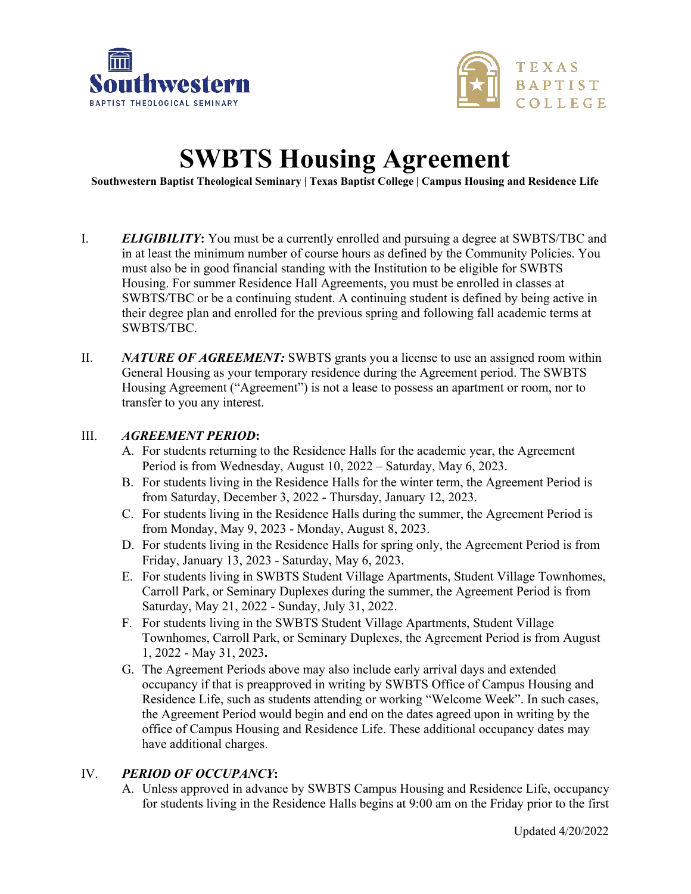# SWBTS Housing Agreement

**Southwestern Baptist Theological Seminary | Texas Baptist College | Campus Housing and Residence Life**

I. ***ELIGIBILITY*:** You must be a currently enrolled and pursuing a degree at SWBTS/TBC and in at least the minimum number of course hours as defined by the Community Policies. You must also be in good financial standing with the Institution to be eligible for SWBTS Housing. For summer Residence Hall Agreements, you must be enrolled in classes at SWBTS/TBC or be a continuing student. A continuing student is defined by being active in their degree plan and enrolled for the previous spring and following fall academic terms at SWBTS/TBC.

II. ***NATURE OF AGREEMENT:*** SWBTS grants you a license to use an assigned room within General Housing as your temporary residence during the Agreement period. The SWBTS Housing Agreement ("Agreement") is not a lease to possess an apartment or room, nor to transfer to you any interest.

III. ***AGREEMENT PERIOD*:**

A. For students returning to the Residence Halls for the academic year, the Agreement Period is from Wednesday, August 10, 2022 – Saturday, May 6, 2023.

B. For students living in the Residence Halls for the winter term, the Agreement Period is from Saturday, December 3, 2022 - Thursday, January 12, 2023.

C. For students living in the Residence Halls during the summer, the Agreement Period is from Monday, May 9, 2023 - Monday, August 8, 2023.

D. For students living in the Residence Halls for spring only, the Agreement Period is from Friday, January 13, 2023 - Saturday, May 6, 2023.

E. For students living in SWBTS Student Village Apartments, Student Village Townhomes, Carroll Park, or Seminary Duplexes during the summer, the Agreement Period is from Saturday, May 21, 2022 - Sunday, July 31, 2022.

F. For students living in the SWBTS Student Village Apartments, Student Village Townhomes, Carroll Park, or Seminary Duplexes, the Agreement Period is from August 1, 2022 - May 31, 2023**.**

G. The Agreement Periods above may also include early arrival days and extended occupancy if that is preapproved in writing by SWBTS Office of Campus Housing and Residence Life, such as students attending or working "Welcome Week". In such cases, the Agreement Period would begin and end on the dates agreed upon in writing by the office of Campus Housing and Residence Life. These additional occupancy dates may have additional charges.

IV. ***PERIOD OF OCCUPANCY*:**

A. Unless approved in advance by SWBTS Campus Housing and Residence Life, occupancy for students living in the Residence Halls begins at 9:00 am on the Friday prior to the first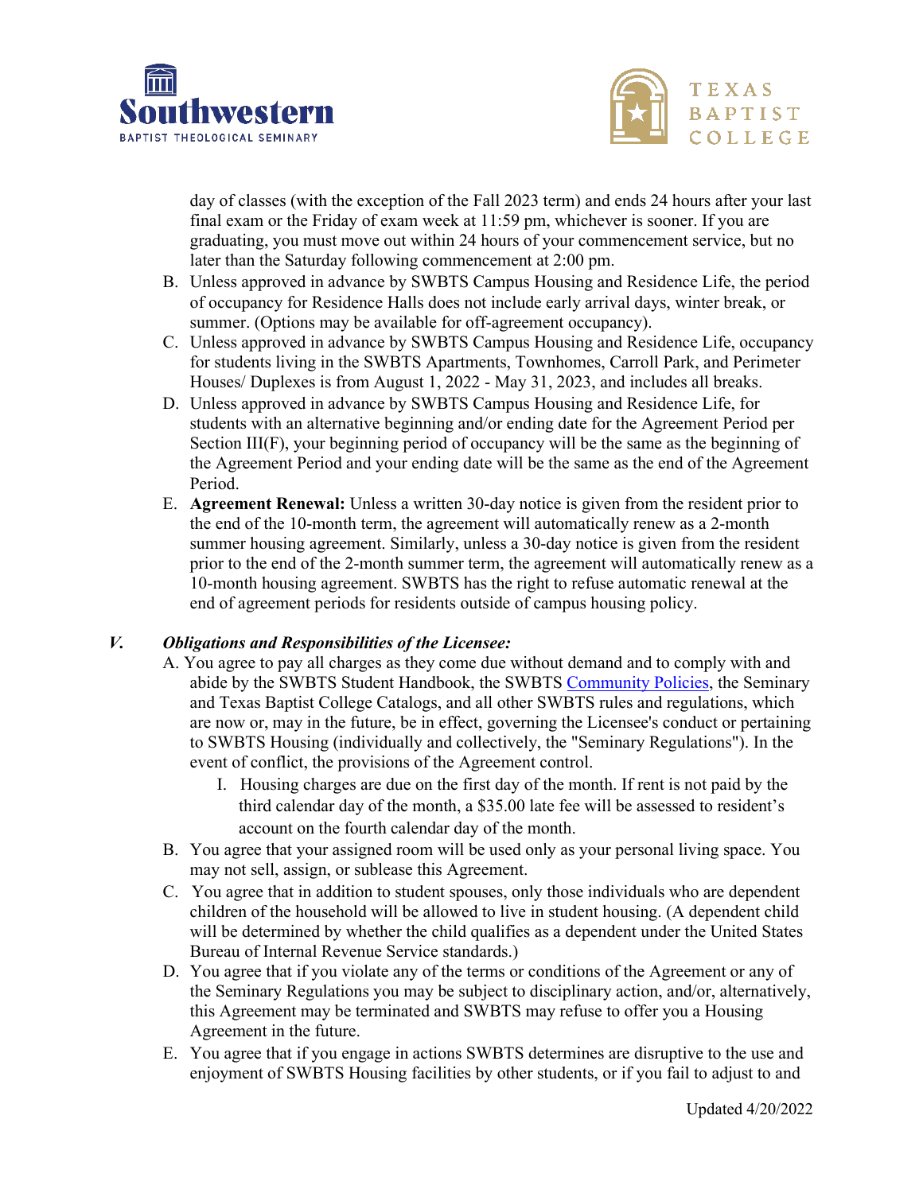day of classes (with the exception of the Fall 2023 term) and ends 24 hours after your last final exam or the Friday of exam week at 11:59 pm, whichever is sooner. If you are graduating, you must move out within 24 hours of your commencement service, but no later than the Saturday following commencement at 2:00 pm.

B. Unless approved in advance by SWBTS Campus Housing and Residence Life, the period of occupancy for Residence Halls does not include early arrival days, winter break, or summer. (Options may be available for off-agreement occupancy).

C. Unless approved in advance by SWBTS Campus Housing and Residence Life, occupancy for students living in the SWBTS Apartments, Townhomes, Carroll Park, and Perimeter Houses/ Duplexes is from August 1, 2022 - May 31, 2023, and includes all breaks.

D. Unless approved in advance by SWBTS Campus Housing and Residence Life, for students with an alternative beginning and/or ending date for the Agreement Period per Section III(F), your beginning period of occupancy will be the same as the beginning of the Agreement Period and your ending date will be the same as the end of the Agreement Period.

E. **Agreement Renewal:** Unless a written 30-day notice is given from the resident prior to the end of the 10-month term, the agreement will automatically renew as a 2-month summer housing agreement. Similarly, unless a 30-day notice is given from the resident prior to the end of the 2-month summer term, the agreement will automatically renew as a 10-month housing agreement. SWBTS has the right to refuse automatic renewal at the end of agreement periods for residents outside of campus housing policy.

## V. *Obligations and Responsibilities of the Licensee:*

A. You agree to pay all charges as they come due without demand and to comply with and abide by the SWBTS Student Handbook, the SWBTS Community Policies, the Seminary and Texas Baptist College Catalogs, and all other SWBTS rules and regulations, which are now or, may in the future, be in effect, governing the Licensee's conduct or pertaining to SWBTS Housing (individually and collectively, the "Seminary Regulations"). In the event of conflict, the provisions of the Agreement control.

   I. Housing charges are due on the first day of the month. If rent is not paid by the third calendar day of the month, a $35.00 late fee will be assessed to resident's account on the fourth calendar day of the month.

B. You agree that your assigned room will be used only as your personal living space. You may not sell, assign, or sublease this Agreement.

C. You agree that in addition to student spouses, only those individuals who are dependent children of the household will be allowed to live in student housing. (A dependent child will be determined by whether the child qualifies as a dependent under the United States Bureau of Internal Revenue Service standards.)

D. You agree that if you violate any of the terms or conditions of the Agreement or any of the Seminary Regulations you may be subject to disciplinary action, and/or, alternatively, this Agreement may be terminated and SWBTS may refuse to offer you a Housing Agreement in the future.

E. You agree that if you engage in actions SWBTS determines are disruptive to the use and enjoyment of SWBTS Housing facilities by other students, or if you fail to adjust to and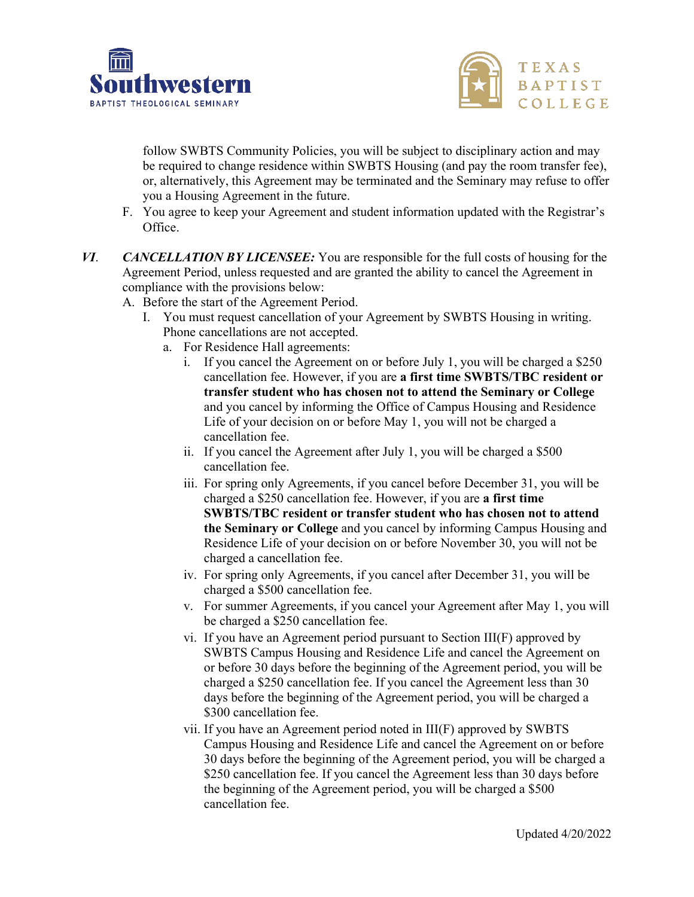follow SWBTS Community Policies, you will be subject to disciplinary action and may be required to change residence within SWBTS Housing (and pay the room transfer fee), or, alternatively, this Agreement may be terminated and the Seminary may refuse to offer you a Housing Agreement in the future.

F. You agree to keep your Agreement and student information updated with the Registrar's Office.

***VI. CANCELLATION BY LICENSEE:*** You are responsible for the full costs of housing for the Agreement Period, unless requested and are granted the ability to cancel the Agreement in compliance with the provisions below:

A. Before the start of the Agreement Period.

I. You must request cancellation of your Agreement by SWBTS Housing in writing. Phone cancellations are not accepted.

a. For Residence Hall agreements:

i. If you cancel the Agreement on or before July 1, you will be charged a $250 cancellation fee. However, if you are **a first time SWBTS/TBC resident or transfer student who has chosen not to attend the Seminary or College** and you cancel by informing the Office of Campus Housing and Residence Life of your decision on or before May 1, you will not be charged a cancellation fee.

ii. If you cancel the Agreement after July 1, you will be charged a $500 cancellation fee.

iii. For spring only Agreements, if you cancel before December 31, you will be charged a $250 cancellation fee. However, if you are **a first time SWBTS/TBC resident or transfer student who has chosen not to attend the Seminary or College** and you cancel by informing Campus Housing and Residence Life of your decision on or before November 30, you will not be charged a cancellation fee.

iv. For spring only Agreements, if you cancel after December 31, you will be charged a $500 cancellation fee.

v. For summer Agreements, if you cancel your Agreement after May 1, you will be charged a $250 cancellation fee.

vi. If you have an Agreement period pursuant to Section III(F) approved by SWBTS Campus Housing and Residence Life and cancel the Agreement on or before 30 days before the beginning of the Agreement period, you will be charged a $250 cancellation fee. If you cancel the Agreement less than 30 days before the beginning of the Agreement period, you will be charged a $300 cancellation fee.

vii. If you have an Agreement period noted in III(F) approved by SWBTS Campus Housing and Residence Life and cancel the Agreement on or before 30 days before the beginning of the Agreement period, you will be charged a $250 cancellation fee. If you cancel the Agreement less than 30 days before the beginning of the Agreement period, you will be charged a $500 cancellation fee.

Updated 4/20/2022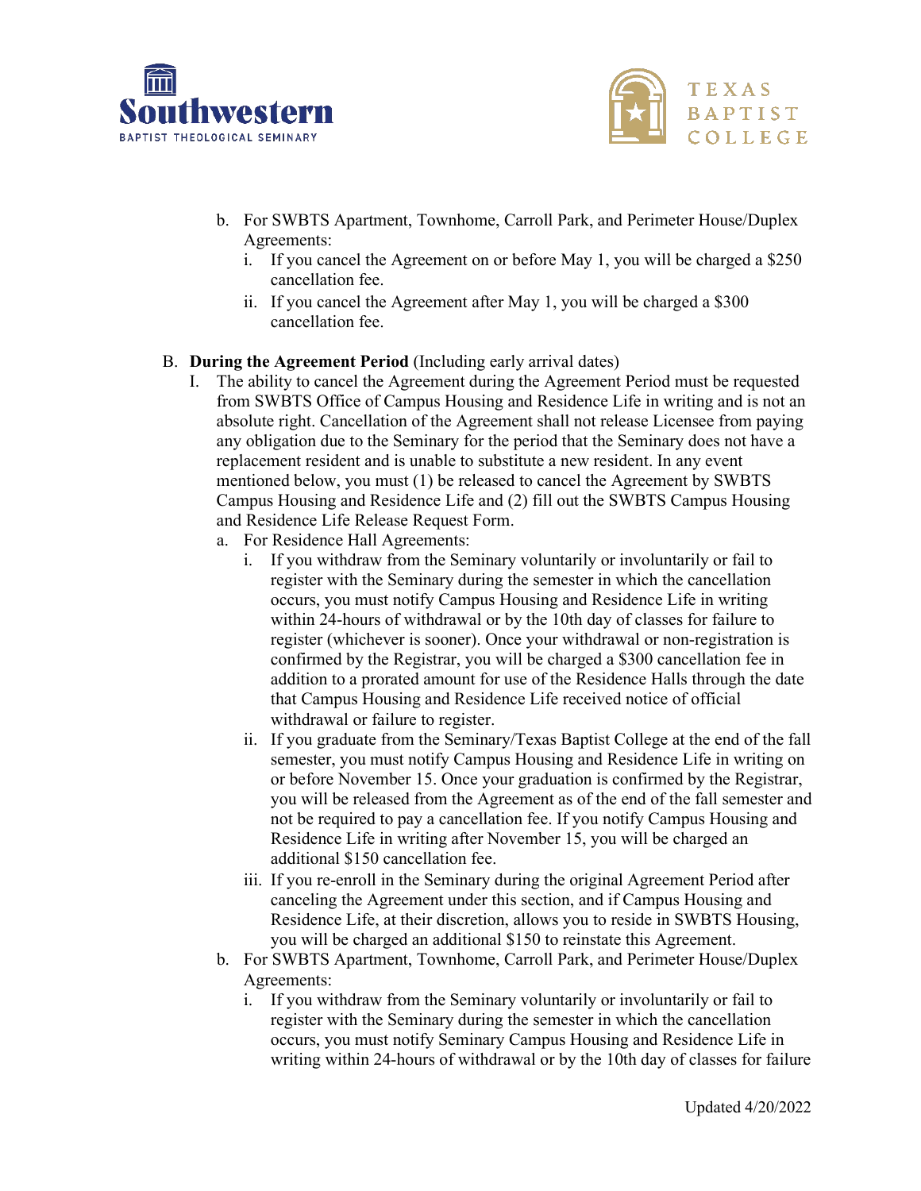b. For SWBTS Apartment, Townhome, Carroll Park, and Perimeter House/Duplex Agreements:
   i. If you cancel the Agreement on or before May 1, you will be charged a $250 cancellation fee.
   ii. If you cancel the Agreement after May 1, you will be charged a $300 cancellation fee.

B. **During the Agreement Period** (Including early arrival dates)

I. The ability to cancel the Agreement during the Agreement Period must be requested from SWBTS Office of Campus Housing and Residence Life in writing and is not an absolute right. Cancellation of the Agreement shall not release Licensee from paying any obligation due to the Seminary for the period that the Seminary does not have a replacement resident and is unable to substitute a new resident. In any event mentioned below, you must (1) be released to cancel the Agreement by SWBTS Campus Housing and Residence Life and (2) fill out the SWBTS Campus Housing and Residence Life Release Request Form.

a. For Residence Hall Agreements:
   i. If you withdraw from the Seminary voluntarily or involuntarily or fail to register with the Seminary during the semester in which the cancellation occurs, you must notify Campus Housing and Residence Life in writing within 24-hours of withdrawal or by the 10th day of classes for failure to register (whichever is sooner). Once your withdrawal or non-registration is confirmed by the Registrar, you will be charged a $300 cancellation fee in addition to a prorated amount for use of the Residence Halls through the date that Campus Housing and Residence Life received notice of official withdrawal or failure to register.
   ii. If you graduate from the Seminary/Texas Baptist College at the end of the fall semester, you must notify Campus Housing and Residence Life in writing on or before November 15. Once your graduation is confirmed by the Registrar, you will be released from the Agreement as of the end of the fall semester and not be required to pay a cancellation fee. If you notify Campus Housing and Residence Life in writing after November 15, you will be charged an additional $150 cancellation fee.
   iii. If you re-enroll in the Seminary during the original Agreement Period after canceling the Agreement under this section, and if Campus Housing and Residence Life, at their discretion, allows you to reside in SWBTS Housing, you will be charged an additional $150 to reinstate this Agreement.

b. For SWBTS Apartment, Townhome, Carroll Park, and Perimeter House/Duplex Agreements:
   i. If you withdraw from the Seminary voluntarily or involuntarily or fail to register with the Seminary during the semester in which the cancellation occurs, you must notify Seminary Campus Housing and Residence Life in writing within 24-hours of withdrawal or by the 10th day of classes for failure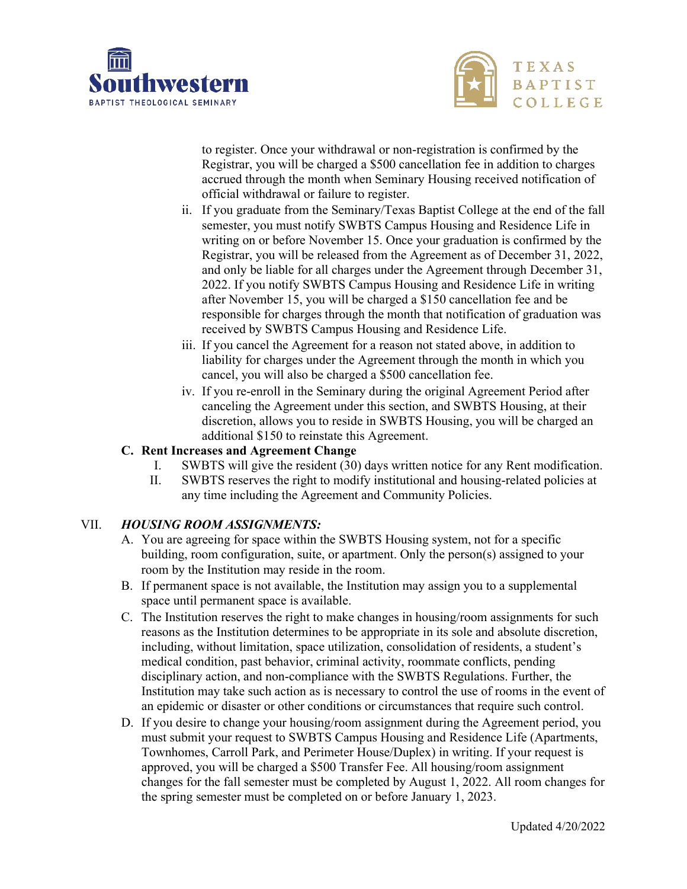to register. Once your withdrawal or non-registration is confirmed by the Registrar, you will be charged a $500 cancellation fee in addition to charges accrued through the month when Seminary Housing received notification of official withdrawal or failure to register.

ii. If you graduate from the Seminary/Texas Baptist College at the end of the fall semester, you must notify SWBTS Campus Housing and Residence Life in writing on or before November 15. Once your graduation is confirmed by the Registrar, you will be released from the Agreement as of December 31, 2022, and only be liable for all charges under the Agreement through December 31, 2022. If you notify SWBTS Campus Housing and Residence Life in writing after November 15, you will be charged a $150 cancellation fee and be responsible for charges through the month that notification of graduation was received by SWBTS Campus Housing and Residence Life.

iii. If you cancel the Agreement for a reason not stated above, in addition to liability for charges under the Agreement through the month in which you cancel, you will also be charged a $500 cancellation fee.

iv. If you re-enroll in the Seminary during the original Agreement Period after canceling the Agreement under this section, and SWBTS Housing, at their discretion, allows you to reside in SWBTS Housing, you will be charged an additional $150 to reinstate this Agreement.

**C. Rent Increases and Agreement Change**

I. SWBTS will give the resident (30) days written notice for any Rent modification.

II. SWBTS reserves the right to modify institutional and housing-related policies at any time including the Agreement and Community Policies.

## VII. *HOUSING ROOM ASSIGNMENTS:*

A. You are agreeing for space within the SWBTS Housing system, not for a specific building, room configuration, suite, or apartment. Only the person(s) assigned to your room by the Institution may reside in the room.

B. If permanent space is not available, the Institution may assign you to a supplemental space until permanent space is available.

C. The Institution reserves the right to make changes in housing/room assignments for such reasons as the Institution determines to be appropriate in its sole and absolute discretion, including, without limitation, space utilization, consolidation of residents, a student's medical condition, past behavior, criminal activity, roommate conflicts, pending disciplinary action, and non-compliance with the SWBTS Regulations. Further, the Institution may take such action as is necessary to control the use of rooms in the event of an epidemic or disaster or other conditions or circumstances that require such control.

D. If you desire to change your housing/room assignment during the Agreement period, you must submit your request to SWBTS Campus Housing and Residence Life (Apartments, Townhomes, Carroll Park, and Perimeter House/Duplex) in writing. If your request is approved, you will be charged a $500 Transfer Fee. All housing/room assignment changes for the fall semester must be completed by August 1, 2022. All room changes for the spring semester must be completed on or before January 1, 2023.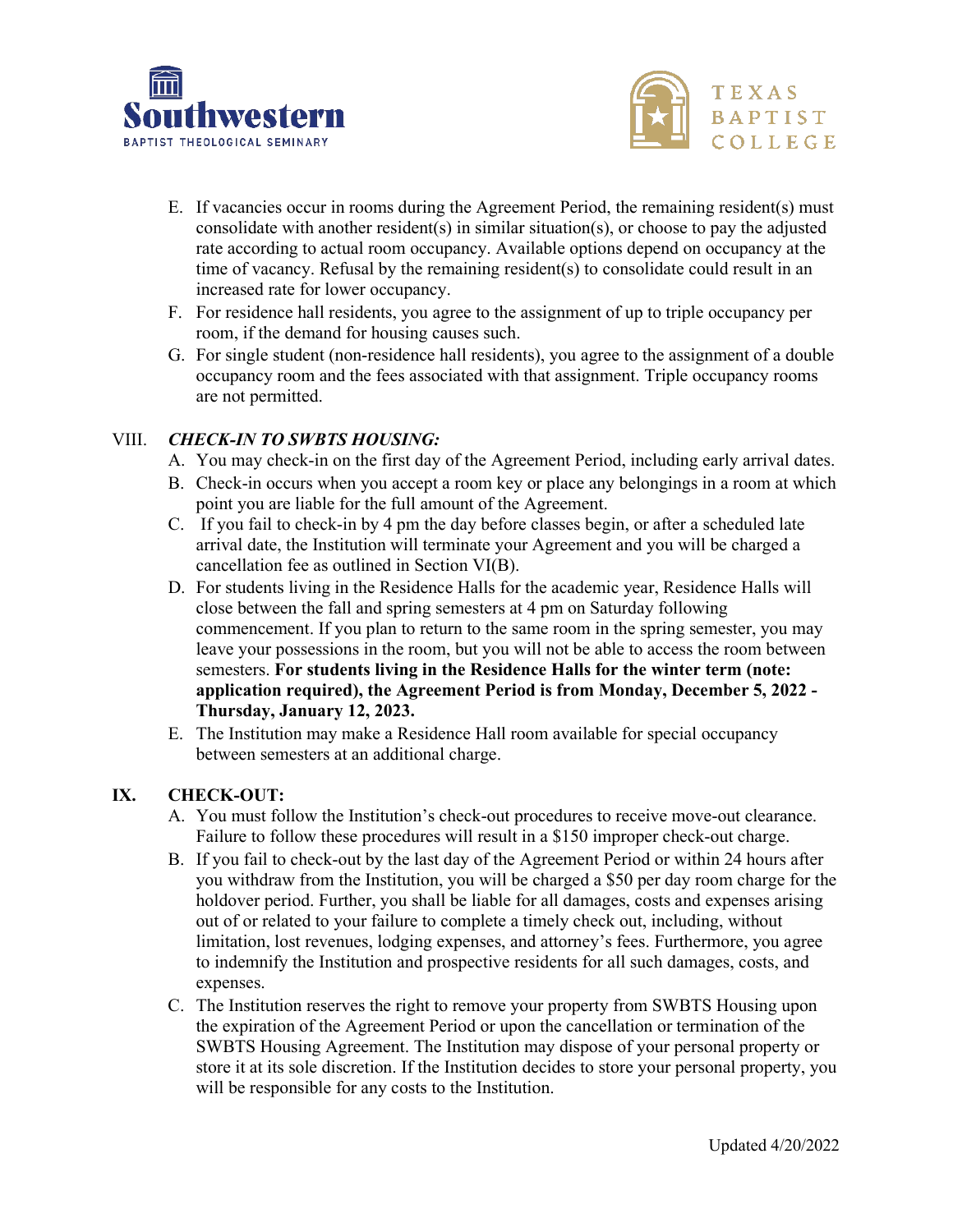E. If vacancies occur in rooms during the Agreement Period, the remaining resident(s) must consolidate with another resident(s) in similar situation(s), or choose to pay the adjusted rate according to actual room occupancy. Available options depend on occupancy at the time of vacancy. Refusal by the remaining resident(s) to consolidate could result in an increased rate for lower occupancy.

F. For residence hall residents, you agree to the assignment of up to triple occupancy per room, if the demand for housing causes such.

G. For single student (non-residence hall residents), you agree to the assignment of a double occupancy room and the fees associated with that assignment. Triple occupancy rooms are not permitted.

## VIII. *CHECK-IN TO SWBTS HOUSING:*

A. You may check-in on the first day of the Agreement Period, including early arrival dates.

B. Check-in occurs when you accept a room key or place any belongings in a room at which point you are liable for the full amount of the Agreement.

C. If you fail to check-in by 4 pm the day before classes begin, or after a scheduled late arrival date, the Institution will terminate your Agreement and you will be charged a cancellation fee as outlined in Section VI(B).

D. For students living in the Residence Halls for the academic year, Residence Halls will close between the fall and spring semesters at 4 pm on Saturday following commencement. If you plan to return to the same room in the spring semester, you may leave your possessions in the room, but you will not be able to access the room between semesters. **For students living in the Residence Halls for the winter term (note: application required), the Agreement Period is from Monday, December 5, 2022 - Thursday, January 12, 2023.**

E. The Institution may make a Residence Hall room available for special occupancy between semesters at an additional charge.

## IX. CHECK-OUT:

A. You must follow the Institution's check-out procedures to receive move-out clearance. Failure to follow these procedures will result in a $150 improper check-out charge.

B. If you fail to check-out by the last day of the Agreement Period or within 24 hours after you withdraw from the Institution, you will be charged a $50 per day room charge for the holdover period. Further, you shall be liable for all damages, costs and expenses arising out of or related to your failure to complete a timely check out, including, without limitation, lost revenues, lodging expenses, and attorney's fees. Furthermore, you agree to indemnify the Institution and prospective residents for all such damages, costs, and expenses.

C. The Institution reserves the right to remove your property from SWBTS Housing upon the expiration of the Agreement Period or upon the cancellation or termination of the SWBTS Housing Agreement. The Institution may dispose of your personal property or store it at its sole discretion. If the Institution decides to store your personal property, you will be responsible for any costs to the Institution.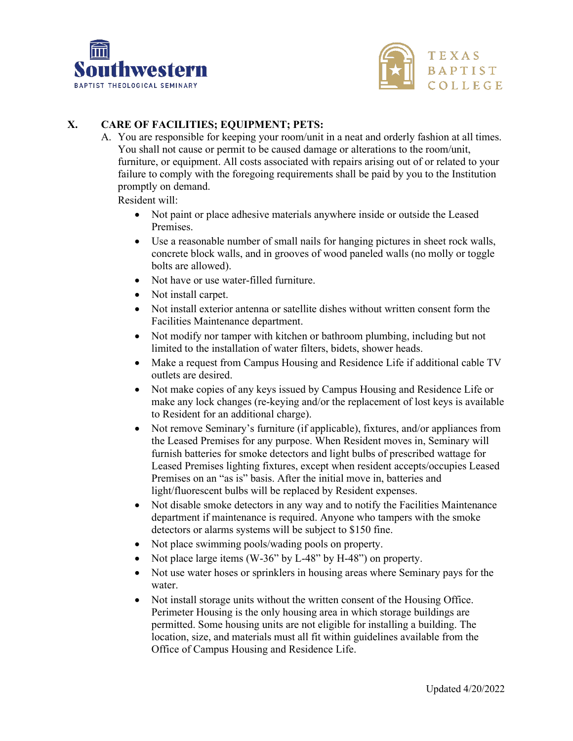## X. CARE OF FACILITIES; EQUIPMENT; PETS:

A. You are responsible for keeping your room/unit in a neat and orderly fashion at all times. You shall not cause or permit to be caused damage or alterations to the room/unit, furniture, or equipment. All costs associated with repairs arising out of or related to your failure to comply with the foregoing requirements shall be paid by you to the Institution promptly on demand.

Resident will:

- Not paint or place adhesive materials anywhere inside or outside the Leased Premises.
- Use a reasonable number of small nails for hanging pictures in sheet rock walls, concrete block walls, and in grooves of wood paneled walls (no molly or toggle bolts are allowed).
- Not have or use water-filled furniture.
- Not install carpet.
- Not install exterior antenna or satellite dishes without written consent form the Facilities Maintenance department.
- Not modify nor tamper with kitchen or bathroom plumbing, including but not limited to the installation of water filters, bidets, shower heads.
- Make a request from Campus Housing and Residence Life if additional cable TV outlets are desired.
- Not make copies of any keys issued by Campus Housing and Residence Life or make any lock changes (re-keying and/or the replacement of lost keys is available to Resident for an additional charge).
- Not remove Seminary's furniture (if applicable), fixtures, and/or appliances from the Leased Premises for any purpose. When Resident moves in, Seminary will furnish batteries for smoke detectors and light bulbs of prescribed wattage for Leased Premises lighting fixtures, except when resident accepts/occupies Leased Premises on an "as is" basis. After the initial move in, batteries and light/fluorescent bulbs will be replaced by Resident expenses.
- Not disable smoke detectors in any way and to notify the Facilities Maintenance department if maintenance is required. Anyone who tampers with the smoke detectors or alarms systems will be subject to $150 fine.
- Not place swimming pools/wading pools on property.
- Not place large items (W-36" by L-48" by H-48") on property.
- Not use water hoses or sprinklers in housing areas where Seminary pays for the water.
- Not install storage units without the written consent of the Housing Office. Perimeter Housing is the only housing area in which storage buildings are permitted. Some housing units are not eligible for installing a building. The location, size, and materials must all fit within guidelines available from the Office of Campus Housing and Residence Life.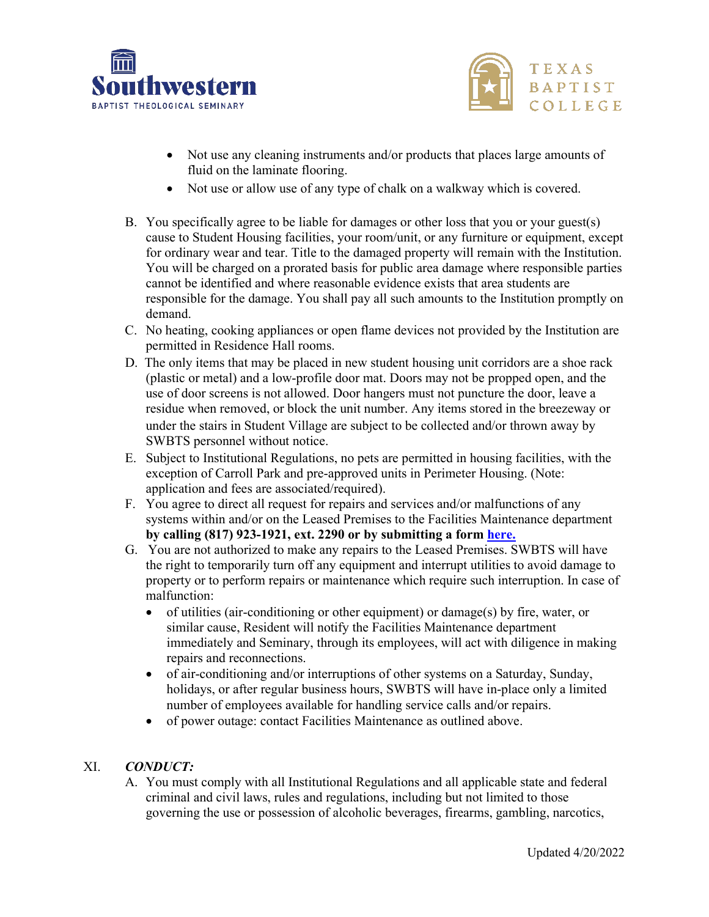- Not use any cleaning instruments and/or products that places large amounts of fluid on the laminate flooring.
- Not use or allow use of any type of chalk on a walkway which is covered.

B. You specifically agree to be liable for damages or other loss that you or your guest(s) cause to Student Housing facilities, your room/unit, or any furniture or equipment, except for ordinary wear and tear. Title to the damaged property will remain with the Institution. You will be charged on a prorated basis for public area damage where responsible parties cannot be identified and where reasonable evidence exists that area students are responsible for the damage. You shall pay all such amounts to the Institution promptly on demand.

C. No heating, cooking appliances or open flame devices not provided by the Institution are permitted in Residence Hall rooms.

D. The only items that may be placed in new student housing unit corridors are a shoe rack (plastic or metal) and a low-profile door mat. Doors may not be propped open, and the use of door screens is not allowed. Door hangers must not puncture the door, leave a residue when removed, or block the unit number. Any items stored in the breezeway or under the stairs in Student Village are subject to be collected and/or thrown away by SWBTS personnel without notice.

E. Subject to Institutional Regulations, no pets are permitted in housing facilities, with the exception of Carroll Park and pre-approved units in Perimeter Housing. (Note: application and fees are associated/required).

F. You agree to direct all request for repairs and services and/or malfunctions of any systems within and/or on the Leased Premises to the Facilities Maintenance department **by calling (817) 923-1921, ext. 2290 or by submitting a form [here.]**

G. You are not authorized to make any repairs to the Leased Premises. SWBTS will have the right to temporarily turn off any equipment and interrupt utilities to avoid damage to property or to perform repairs or maintenance which require such interruption. In case of malfunction:
   - of utilities (air-conditioning or other equipment) or damage(s) by fire, water, or similar cause, Resident will notify the Facilities Maintenance department immediately and Seminary, through its employees, will act with diligence in making repairs and reconnections.
   - of air-conditioning and/or interruptions of other systems on a Saturday, Sunday, holidays, or after regular business hours, SWBTS will have in-place only a limited number of employees available for handling service calls and/or repairs.
   - of power outage: contact Facilities Maintenance as outlined above.

## XI. *CONDUCT:*

A. You must comply with all Institutional Regulations and all applicable state and federal criminal and civil laws, rules and regulations, including but not limited to those governing the use or possession of alcoholic beverages, firearms, gambling, narcotics,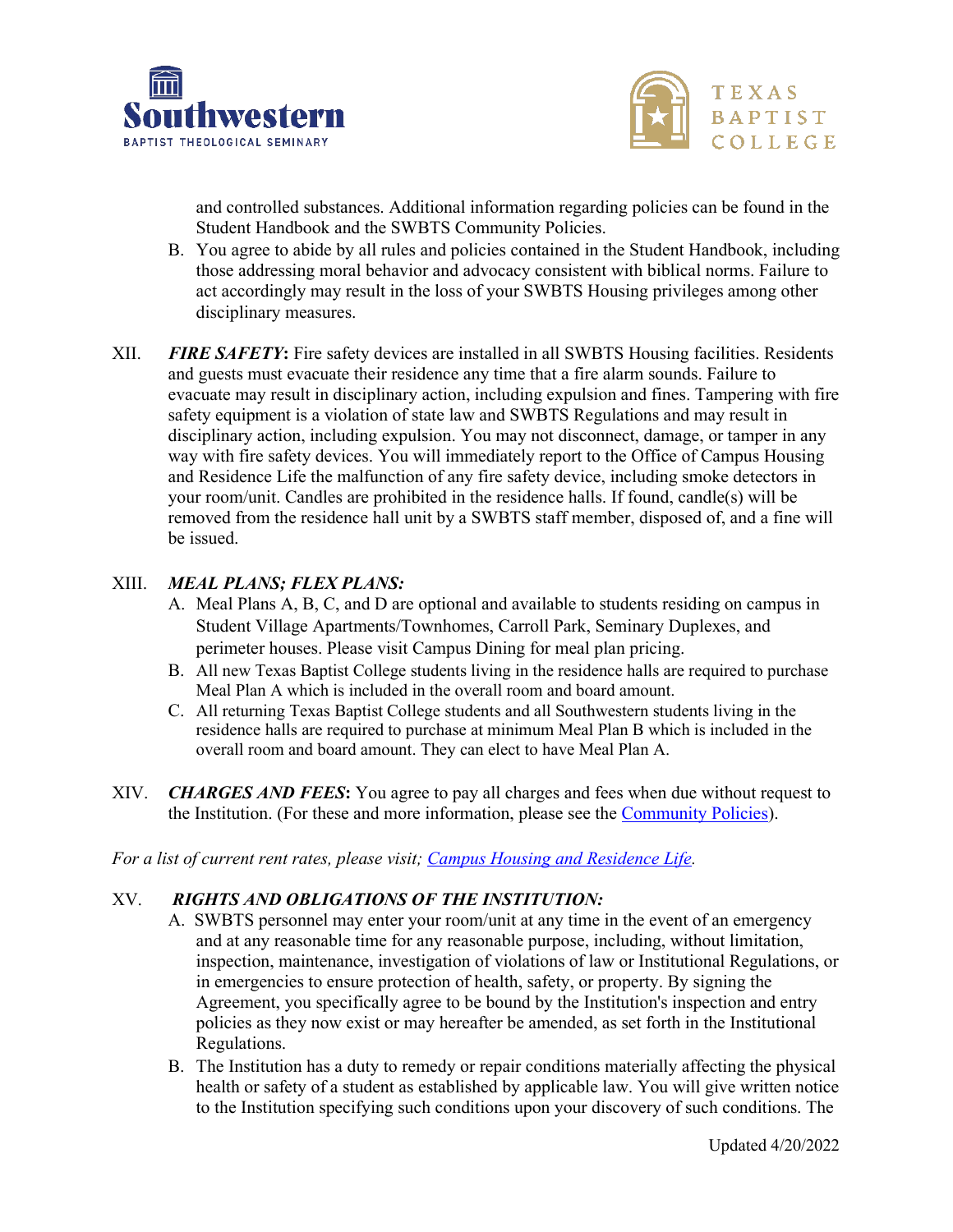and controlled substances. Additional information regarding policies can be found in the Student Handbook and the SWBTS Community Policies.

B. You agree to abide by all rules and policies contained in the Student Handbook, including those addressing moral behavior and advocacy consistent with biblical norms. Failure to act accordingly may result in the loss of your SWBTS Housing privileges among other disciplinary measures.

XII. ***FIRE SAFETY*****:** Fire safety devices are installed in all SWBTS Housing facilities. Residents and guests must evacuate their residence any time that a fire alarm sounds. Failure to evacuate may result in disciplinary action, including expulsion and fines. Tampering with fire safety equipment is a violation of state law and SWBTS Regulations and may result in disciplinary action, including expulsion. You may not disconnect, damage, or tamper in any way with fire safety devices. You will immediately report to the Office of Campus Housing and Residence Life the malfunction of any fire safety device, including smoke detectors in your room/unit. Candles are prohibited in the residence halls. If found, candle(s) will be removed from the residence hall unit by a SWBTS staff member, disposed of, and a fine will be issued.

XIII. ***MEAL PLANS; FLEX PLANS:***

A. Meal Plans A, B, C, and D are optional and available to students residing on campus in Student Village Apartments/Townhomes, Carroll Park, Seminary Duplexes, and perimeter houses. Please visit Campus Dining for meal plan pricing.

B. All new Texas Baptist College students living in the residence halls are required to purchase Meal Plan A which is included in the overall room and board amount.

C. All returning Texas Baptist College students and all Southwestern students living in the residence halls are required to purchase at minimum Meal Plan B which is included in the overall room and board amount. They can elect to have Meal Plan A.

XIV. ***CHARGES AND FEES*****:** You agree to pay all charges and fees when due without request to the Institution. (For these and more information, please see the Community Policies).

*For a list of current rent rates, please visit; Campus Housing and Residence Life.*

XV. ***RIGHTS AND OBLIGATIONS OF THE INSTITUTION:***

A. SWBTS personnel may enter your room/unit at any time in the event of an emergency and at any reasonable time for any reasonable purpose, including, without limitation, inspection, maintenance, investigation of violations of law or Institutional Regulations, or in emergencies to ensure protection of health, safety, or property. By signing the Agreement, you specifically agree to be bound by the Institution's inspection and entry policies as they now exist or may hereafter be amended, as set forth in the Institutional Regulations.

B. The Institution has a duty to remedy or repair conditions materially affecting the physical health or safety of a student as established by applicable law. You will give written notice to the Institution specifying such conditions upon your discovery of such conditions. The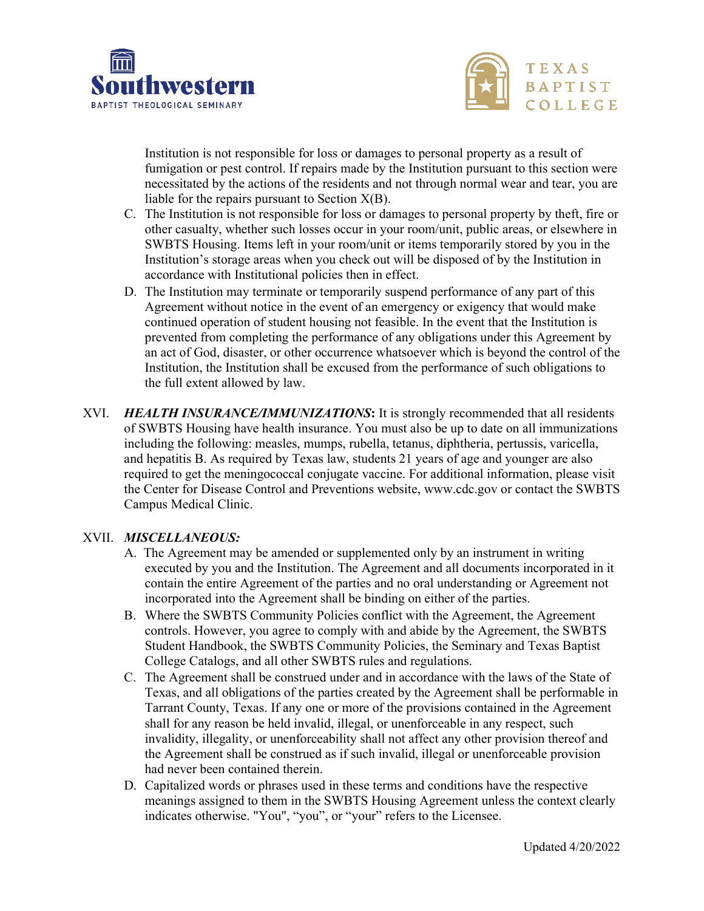Institution is not responsible for loss or damages to personal property as a result of fumigation or pest control. If repairs made by the Institution pursuant to this section were necessitated by the actions of the residents and not through normal wear and tear, you are liable for the repairs pursuant to Section X(B).

C. The Institution is not responsible for loss or damages to personal property by theft, fire or other casualty, whether such losses occur in your room/unit, public areas, or elsewhere in SWBTS Housing. Items left in your room/unit or items temporarily stored by you in the Institution's storage areas when you check out will be disposed of by the Institution in accordance with Institutional policies then in effect.

D. The Institution may terminate or temporarily suspend performance of any part of this Agreement without notice in the event of an emergency or exigency that would make continued operation of student housing not feasible. In the event that the Institution is prevented from completing the performance of any obligations under this Agreement by an act of God, disaster, or other occurrence whatsoever which is beyond the control of the Institution, the Institution shall be excused from the performance of such obligations to the full extent allowed by law.

XVI. ***HEALTH INSURANCE/IMMUNIZATIONS*:** It is strongly recommended that all residents of SWBTS Housing have health insurance. You must also be up to date on all immunizations including the following: measles, mumps, rubella, tetanus, diphtheria, pertussis, varicella, and hepatitis B. As required by Texas law, students 21 years of age and younger are also required to get the meningococcal conjugate vaccine. For additional information, please visit the Center for Disease Control and Preventions website, www.cdc.gov or contact the SWBTS Campus Medical Clinic.

XVII. ***MISCELLANEOUS:***

A. The Agreement may be amended or supplemented only by an instrument in writing executed by you and the Institution. The Agreement and all documents incorporated in it contain the entire Agreement of the parties and no oral understanding or Agreement not incorporated into the Agreement shall be binding on either of the parties.

B. Where the SWBTS Community Policies conflict with the Agreement, the Agreement controls. However, you agree to comply with and abide by the Agreement, the SWBTS Student Handbook, the SWBTS Community Policies, the Seminary and Texas Baptist College Catalogs, and all other SWBTS rules and regulations.

C. The Agreement shall be construed under and in accordance with the laws of the State of Texas, and all obligations of the parties created by the Agreement shall be performable in Tarrant County, Texas. If any one or more of the provisions contained in the Agreement shall for any reason be held invalid, illegal, or unenforceable in any respect, such invalidity, illegality, or unenforceability shall not affect any other provision thereof and the Agreement shall be construed as if such invalid, illegal or unenforceable provision had never been contained therein.

D. Capitalized words or phrases used in these terms and conditions have the respective meanings assigned to them in the SWBTS Housing Agreement unless the context clearly indicates otherwise. "You", "you", or "your" refers to the Licensee.

Updated 4/20/2022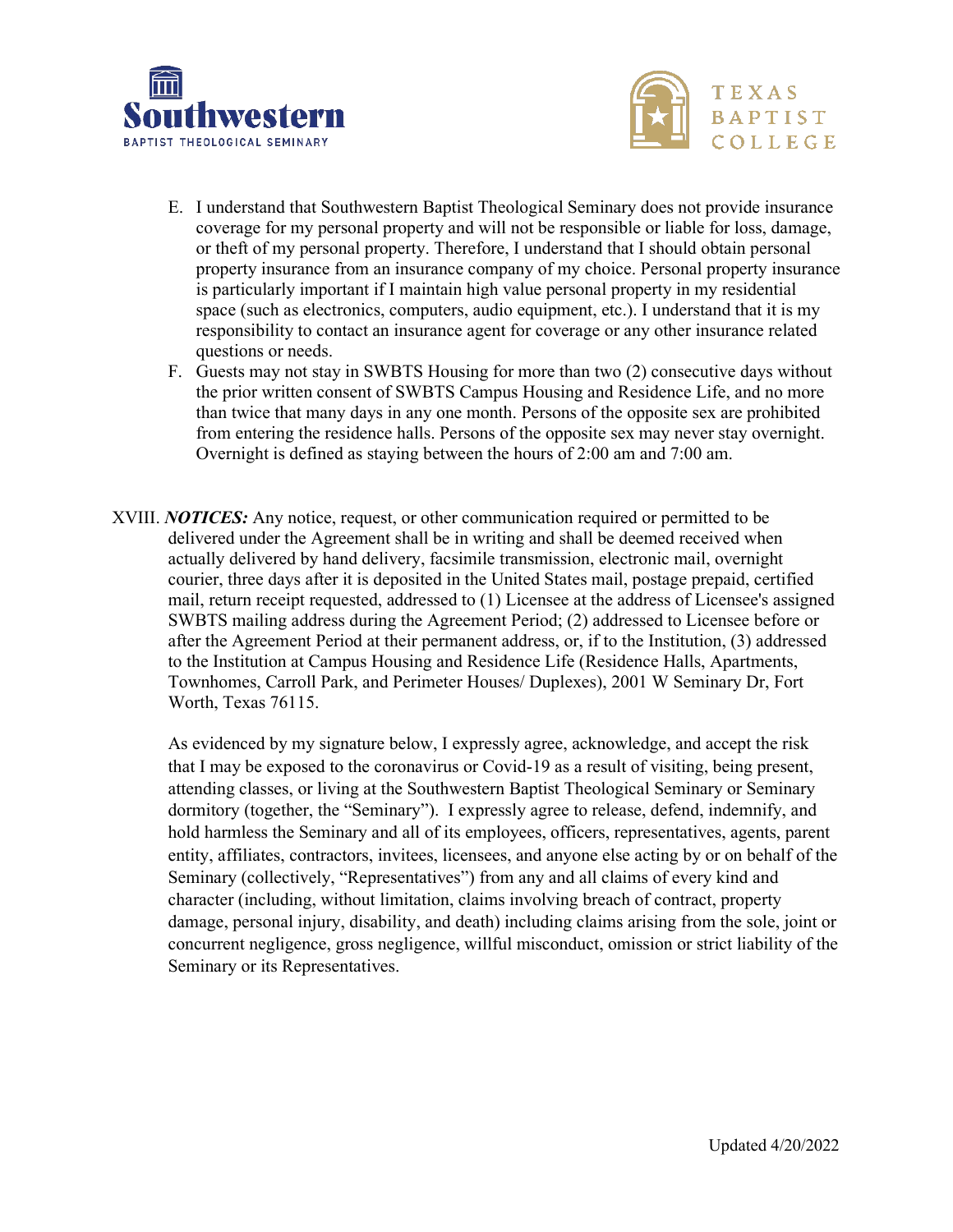E. I understand that Southwestern Baptist Theological Seminary does not provide insurance coverage for my personal property and will not be responsible or liable for loss, damage, or theft of my personal property. Therefore, I understand that I should obtain personal property insurance from an insurance company of my choice. Personal property insurance is particularly important if I maintain high value personal property in my residential space (such as electronics, computers, audio equipment, etc.). I understand that it is my responsibility to contact an insurance agent for coverage or any other insurance related questions or needs.

F. Guests may not stay in SWBTS Housing for more than two (2) consecutive days without the prior written consent of SWBTS Campus Housing and Residence Life, and no more than twice that many days in any one month. Persons of the opposite sex are prohibited from entering the residence halls. Persons of the opposite sex may never stay overnight. Overnight is defined as staying between the hours of 2:00 am and 7:00 am.

XVIII. ***NOTICES:*** Any notice, request, or other communication required or permitted to be delivered under the Agreement shall be in writing and shall be deemed received when actually delivered by hand delivery, facsimile transmission, electronic mail, overnight courier, three days after it is deposited in the United States mail, postage prepaid, certified mail, return receipt requested, addressed to (1) Licensee at the address of Licensee's assigned SWBTS mailing address during the Agreement Period; (2) addressed to Licensee before or after the Agreement Period at their permanent address, or, if to the Institution, (3) addressed to the Institution at Campus Housing and Residence Life (Residence Halls, Apartments, Townhomes, Carroll Park, and Perimeter Houses/ Duplexes), 2001 W Seminary Dr, Fort Worth, Texas 76115.

As evidenced by my signature below, I expressly agree, acknowledge, and accept the risk that I may be exposed to the coronavirus or Covid-19 as a result of visiting, being present, attending classes, or living at the Southwestern Baptist Theological Seminary or Seminary dormitory (together, the "Seminary"). I expressly agree to release, defend, indemnify, and hold harmless the Seminary and all of its employees, officers, representatives, agents, parent entity, affiliates, contractors, invitees, licensees, and anyone else acting by or on behalf of the Seminary (collectively, "Representatives") from any and all claims of every kind and character (including, without limitation, claims involving breach of contract, property damage, personal injury, disability, and death) including claims arising from the sole, joint or concurrent negligence, gross negligence, willful misconduct, omission or strict liability of the Seminary or its Representatives.

Updated 4/20/2022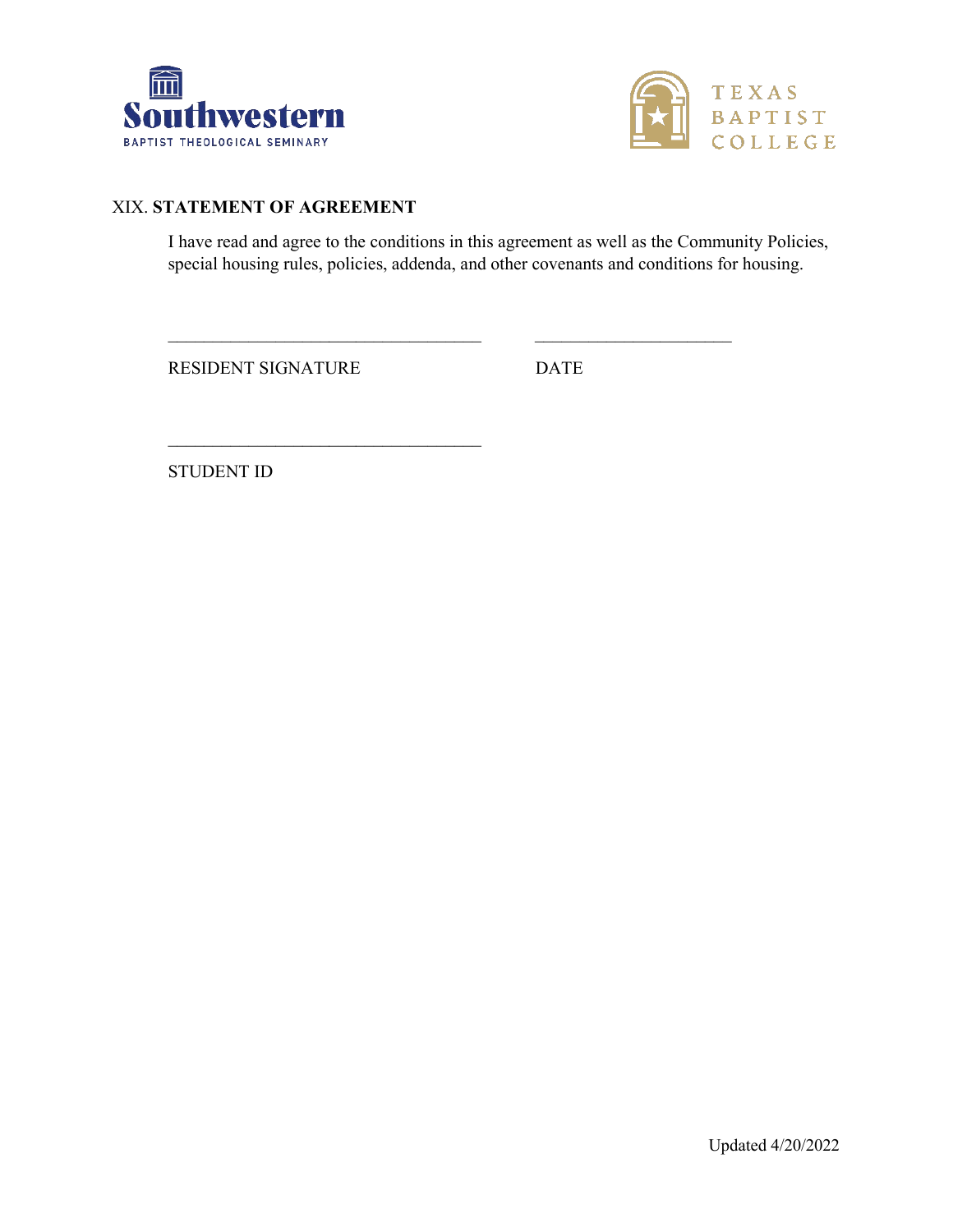Southwestern BAPTIST THEOLOGICAL SEMINARY

TEXAS BAPTIST COLLEGE

## XIX. STATEMENT OF AGREEMENT

I have read and agree to the conditions in this agreement as well as the Community Policies, special housing rules, policies, addenda, and other covenants and conditions for housing.

___________________________________ ______________________

RESIDENT SIGNATURE DATE

___________________________________

STUDENT ID

Updated 4/20/2022